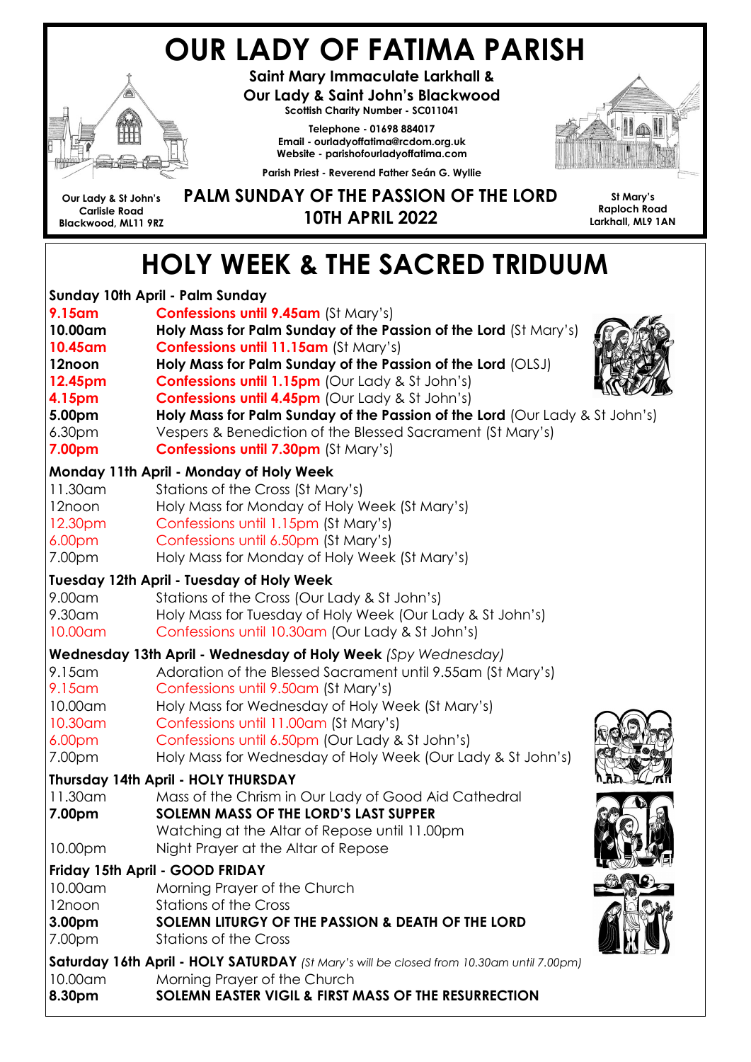# OUR LADY OF FATIMA PARISH

**Saint Mary Immaculate Larkhall &**
**Our Lady & Saint John's Blackwood**
**Scottish Charity Number - SC011041**

**Telephone - 01698 884017**
**Email - ourladyoffatima@rcdom.org.uk**
**Website - parishofourladyoffatima.com**

**Parish Priest - Reverend Father Seán G. Wyllie**

**Our Lady & St John's**
**Carlisle Road**
**Blackwood, ML11 9RZ**

## PALM SUNDAY OF THE PASSION OF THE LORD
## 10TH APRIL 2022

**St Mary's**
**Raploch Road**
**Larkhall, ML9 1AN**

# HOLY WEEK & THE SACRED TRIDUUM

### Sunday 10th April - Palm Sunday

| | |
|---|---|
| **9.15am** | **Confessions until 9.45am** (St Mary's) |
| **10.00am** | **Holy Mass for Palm Sunday of the Passion of the Lord** (St Mary's) |
| **10.45am** | **Confessions until 11.15am** (St Mary's) |
| **12noon** | **Holy Mass for Palm Sunday of the Passion of the Lord** (OLSJ) |
| **12.45pm** | **Confessions until 1.15pm** (Our Lady & St John's) |
| **4.15pm** | **Confessions until 4.45pm** (Our Lady & St John's) |
| **5.00pm** | **Holy Mass for Palm Sunday of the Passion of the Lord** (Our Lady & St John's) |
| 6.30pm | Vespers & Benediction of the Blessed Sacrament (St Mary's) |
| **7.00pm** | **Confessions until 7.30pm** (St Mary's) |

### Monday 11th April - Monday of Holy Week

| | |
|---|---|
| 11.30am | Stations of the Cross (St Mary's) |
| 12noon | Holy Mass for Monday of Holy Week (St Mary's) |
| 12.30pm | Confessions until 1.15pm (St Mary's) |
| 6.00pm | Confessions until 6.50pm (St Mary's) |
| 7.00pm | Holy Mass for Monday of Holy Week (St Mary's) |

### Tuesday 12th April - Tuesday of Holy Week

| | |
|---|---|
| 9.00am | Stations of the Cross (Our Lady & St John's) |
| 9.30am | Holy Mass for Tuesday of Holy Week (Our Lady & St John's) |
| 10.00am | Confessions until 10.30am (Our Lady & St John's) |

### Wednesday 13th April - Wednesday of Holy Week *(Spy Wednesday)*

| | |
|---|---|
| 9.15am | Adoration of the Blessed Sacrament until 9.55am (St Mary's) |
| 9.15am | Confessions until 9.50am (St Mary's) |
| 10.00am | Holy Mass for Wednesday of Holy Week (St Mary's) |
| 10.30am | Confessions until 11.00am (St Mary's) |
| 6.00pm | Confessions until 6.50pm (Our Lady & St John's) |
| 7.00pm | Holy Mass for Wednesday of Holy Week (Our Lady & St John's) |

### Thursday 14th April - HOLY THURSDAY

| | |
|---|---|
| 11.30am | Mass of the Chrism in Our Lady of Good Aid Cathedral |
| **7.00pm** | **SOLEMN MASS OF THE LORD'S LAST SUPPER** |
| | Watching at the Altar of Repose until 11.00pm |
| 10.00pm | Night Prayer at the Altar of Repose |

### Friday 15th April - GOOD FRIDAY

| | |
|---|---|
| 10.00am | Morning Prayer of the Church |
| 12noon | Stations of the Cross |
| **3.00pm** | **SOLEMN LITURGY OF THE PASSION & DEATH OF THE LORD** |
| 7.00pm | Stations of the Cross |

### Saturday 16th April - HOLY SATURDAY *(St Mary's will be closed from 10.30am until 7.00pm)*

| | |
|---|---|
| 10.00am | Morning Prayer of the Church |
| **8.30pm** | **SOLEMN EASTER VIGIL & FIRST MASS OF THE RESURRECTION** |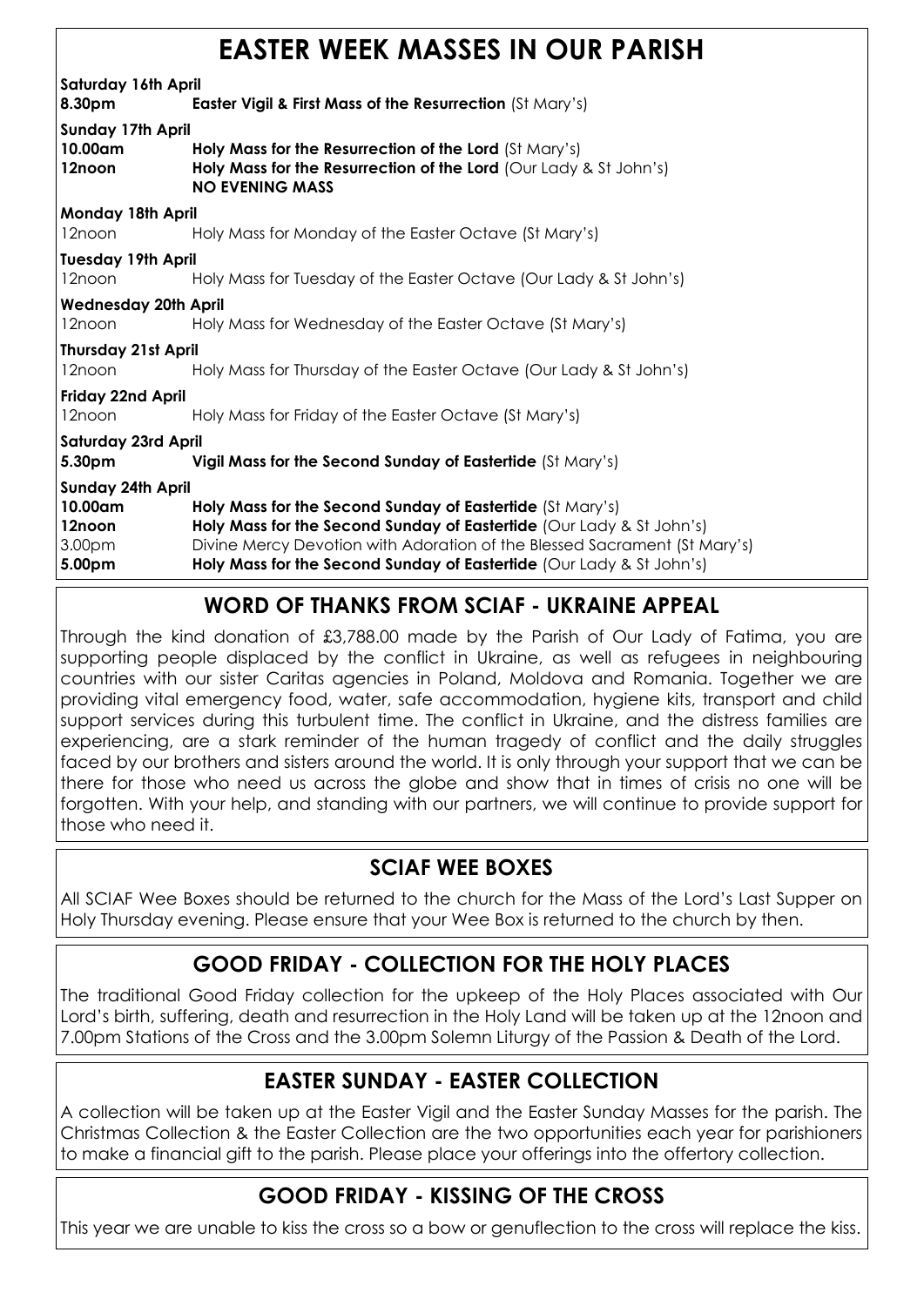# EASTER WEEK MASSES IN OUR PARISH

**Saturday 16th April**
**8.30pm** **Easter Vigil & First Mass of the Resurrection** (St Mary's)

**Sunday 17th April**
**10.00am** **Holy Mass for the Resurrection of the Lord** (St Mary's)
**12noon** **Holy Mass for the Resurrection of the Lord** (Our Lady & St John's)
**NO EVENING MASS**

**Monday 18th April**
12noon Holy Mass for Monday of the Easter Octave (St Mary's)

**Tuesday 19th April**
12noon Holy Mass for Tuesday of the Easter Octave (Our Lady & St John's)

**Wednesday 20th April**
12noon Holy Mass for Wednesday of the Easter Octave (St Mary's)

**Thursday 21st April**
12noon Holy Mass for Thursday of the Easter Octave (Our Lady & St John's)

**Friday 22nd April**
12noon Holy Mass for Friday of the Easter Octave (St Mary's)

**Saturday 23rd April**
**5.30pm** **Vigil Mass for the Second Sunday of Eastertide** (St Mary's)

**Sunday 24th April**
**10.00am** **Holy Mass for the Second Sunday of Eastertide** (St Mary's)
**12noon** **Holy Mass for the Second Sunday of Eastertide** (Our Lady & St John's)
3.00pm Divine Mercy Devotion with Adoration of the Blessed Sacrament (St Mary's)
**5.00pm** **Holy Mass for the Second Sunday of Eastertide** (Our Lady & St John's)

## WORD OF THANKS FROM SCIAF - UKRAINE APPEAL

Through the kind donation of £3,788.00 made by the Parish of Our Lady of Fatima, you are supporting people displaced by the conflict in Ukraine, as well as refugees in neighbouring countries with our sister Caritas agencies in Poland, Moldova and Romania. Together we are providing vital emergency food, water, safe accommodation, hygiene kits, transport and child support services during this turbulent time. The conflict in Ukraine, and the distress families are experiencing, are a stark reminder of the human tragedy of conflict and the daily struggles faced by our brothers and sisters around the world. It is only through your support that we can be there for those who need us across the globe and show that in times of crisis no one will be forgotten. With your help, and standing with our partners, we will continue to provide support for those who need it.

## SCIAF WEE BOXES

All SCIAF Wee Boxes should be returned to the church for the Mass of the Lord's Last Supper on Holy Thursday evening. Please ensure that your Wee Box is returned to the church by then.

## GOOD FRIDAY - COLLECTION FOR THE HOLY PLACES

The traditional Good Friday collection for the upkeep of the Holy Places associated with Our Lord's birth, suffering, death and resurrection in the Holy Land will be taken up at the 12noon and 7.00pm Stations of the Cross and the 3.00pm Solemn Liturgy of the Passion & Death of the Lord.

## EASTER SUNDAY - EASTER COLLECTION

A collection will be taken up at the Easter Vigil and the Easter Sunday Masses for the parish. The Christmas Collection & the Easter Collection are the two opportunities each year for parishioners to make a financial gift to the parish. Please place your offerings into the offertory collection.

## GOOD FRIDAY - KISSING OF THE CROSS

This year we are unable to kiss the cross so a bow or genuflection to the cross will replace the kiss.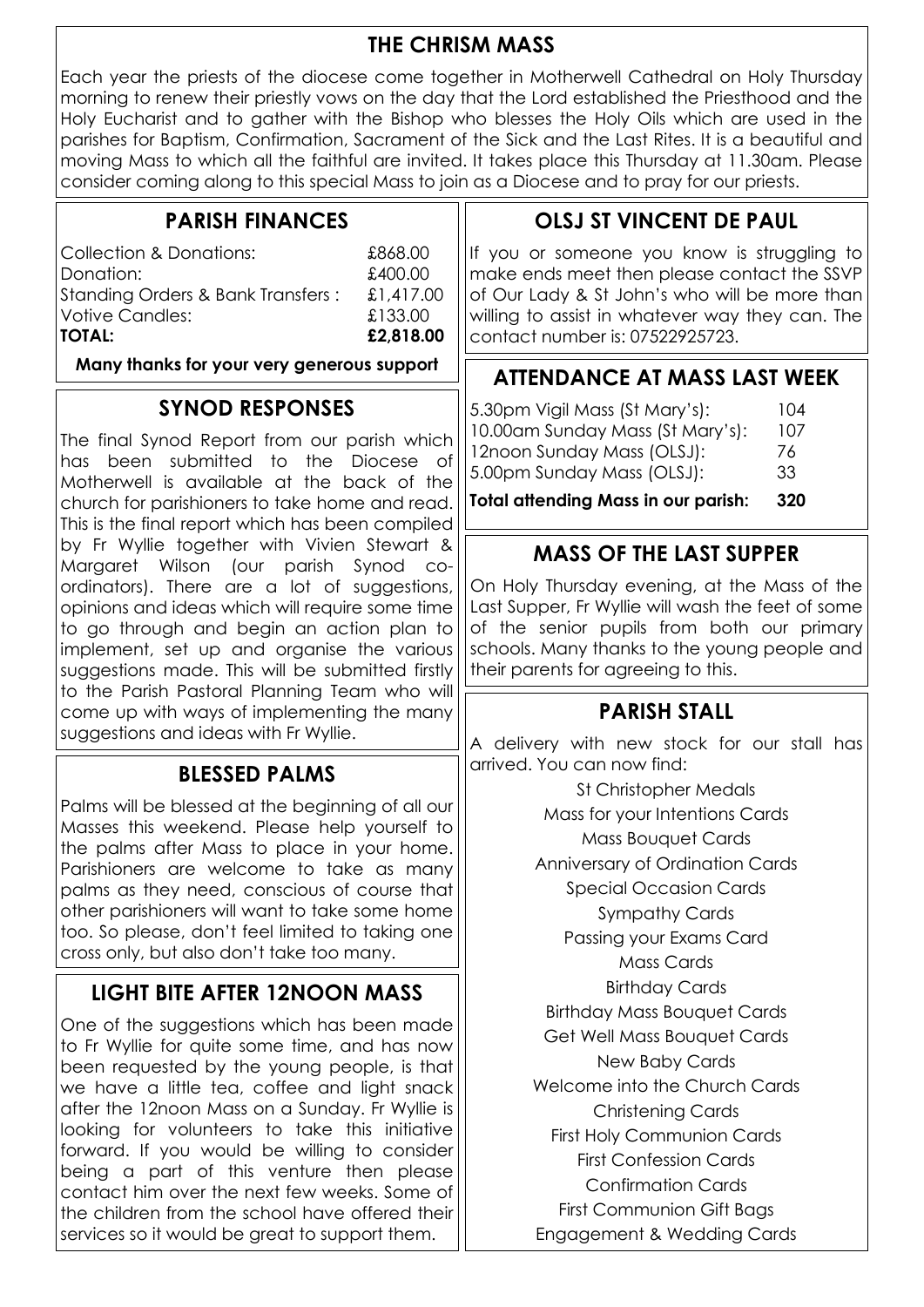## THE CHRISM MASS

Each year the priests of the diocese come together in Motherwell Cathedral on Holy Thursday morning to renew their priestly vows on the day that the Lord established the Priesthood and the Holy Eucharist and to gather with the Bishop who blesses the Holy Oils which are used in the parishes for Baptism, Confirmation, Sacrament of the Sick and the Last Rites. It is a beautiful and moving Mass to which all the faithful are invited. It takes place this Thursday at 11.30am. Please consider coming along to this special Mass to join as a Diocese and to pray for our priests.

## PARISH FINANCES

| | |
|---|---|
| Collection & Donations: | £868.00 |
| Donation: | £400.00 |
| Standing Orders & Bank Transfers : | £1,417.00 |
| Votive Candles: | £133.00 |
| **TOTAL:** | **£2,818.00** |

**Many thanks for your very generous support**

## SYNOD RESPONSES

The final Synod Report from our parish which has been submitted to the Diocese of Motherwell is available at the back of the church for parishioners to take home and read. This is the final report which has been compiled by Fr Wyllie together with Vivien Stewart & Margaret Wilson (our parish Synod co-ordinators). There are a lot of suggestions, opinions and ideas which will require some time to go through and begin an action plan to implement, set up and organise the various suggestions made. This will be submitted firstly to the Parish Pastoral Planning Team who will come up with ways of implementing the many suggestions and ideas with Fr Wyllie.

## BLESSED PALMS

Palms will be blessed at the beginning of all our Masses this weekend. Please help yourself to the palms after Mass to place in your home. Parishioners are welcome to take as many palms as they need, conscious of course that other parishioners will want to take some home too. So please, don't feel limited to taking one cross only, but also don't take too many.

## LIGHT BITE AFTER 12NOON MASS

One of the suggestions which has been made to Fr Wyllie for quite some time, and has now been requested by the young people, is that we have a little tea, coffee and light snack after the 12noon Mass on a Sunday. Fr Wyllie is looking for volunteers to take this initiative forward. If you would be willing to consider being a part of this venture then please contact him over the next few weeks. Some of the children from the school have offered their services so it would be great to support them.

## OLSJ ST VINCENT DE PAUL

If you or someone you know is struggling to make ends meet then please contact the SSVP of Our Lady & St John's who will be more than willing to assist in whatever way they can. The contact number is: 07522925723.

## ATTENDANCE AT MASS LAST WEEK

| | |
|---|---|
| 5.30pm Vigil Mass (St Mary's): | 104 |
| 10.00am Sunday Mass (St Mary's): | 107 |
| 12noon Sunday Mass (OLSJ): | 76 |
| 5.00pm Sunday Mass (OLSJ): | 33 |
| **Total attending Mass in our parish:** | **320** |

## MASS OF THE LAST SUPPER

On Holy Thursday evening, at the Mass of the Last Supper, Fr Wyllie will wash the feet of some of the senior pupils from both our primary schools. Many thanks to the young people and their parents for agreeing to this.

## PARISH STALL

A delivery with new stock for our stall has arrived. You can now find:

St Christopher Medals
Mass for your Intentions Cards
Mass Bouquet Cards
Anniversary of Ordination Cards
Special Occasion Cards
Sympathy Cards
Passing your Exams Card
Mass Cards
Birthday Cards
Birthday Mass Bouquet Cards
Get Well Mass Bouquet Cards
New Baby Cards
Welcome into the Church Cards
Christening Cards
First Holy Communion Cards
First Confession Cards
Confirmation Cards
First Communion Gift Bags
Engagement & Wedding Cards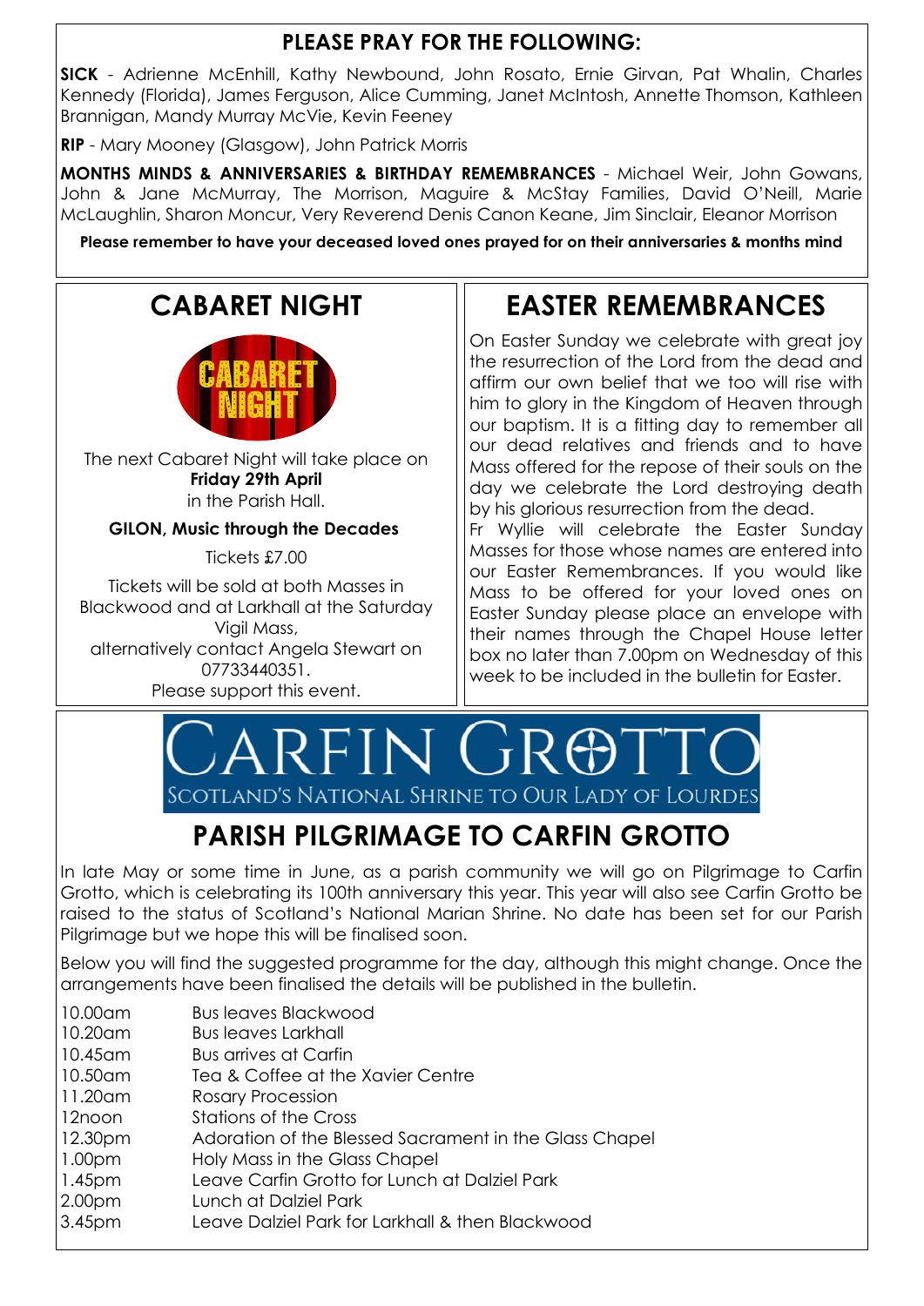## PLEASE PRAY FOR THE FOLLOWING:

**SICK** - Adrienne McEnhill, Kathy Newbound, John Rosato, Ernie Girvan, Pat Whalin, Charles Kennedy (Florida), James Ferguson, Alice Cumming, Janet McIntosh, Annette Thomson, Kathleen Brannigan, Mandy Murray McVie, Kevin Feeney

**RIP** - Mary Mooney (Glasgow), John Patrick Morris

**MONTHS MINDS & ANNIVERSARIES & BIRTHDAY REMEMBRANCES** - Michael Weir, John Gowans, John & Jane McMurray, The Morrison, Maguire & McStay Families, David O'Neill, Marie McLaughlin, Sharon Moncur, Very Reverend Denis Canon Keane, Jim Sinclair, Eleanor Morrison

**Please remember to have your deceased loved ones prayed for on their anniversaries & months mind**

## CABARET NIGHT

CABARET NIGHT

The next Cabaret Night will take place on **Friday 29th April** in the Parish Hall.

**GILON, Music through the Decades**

Tickets £7.00

Tickets will be sold at both Masses in Blackwood and at Larkhall at the Saturday Vigil Mass, alternatively contact Angela Stewart on 07733440351.

Please support this event.

## EASTER REMEMBRANCES

On Easter Sunday we celebrate with great joy the resurrection of the Lord from the dead and affirm our own belief that we too will rise with him to glory in the Kingdom of Heaven through our baptism. It is a fitting day to remember all our dead relatives and friends and to have Mass offered for the repose of their souls on the day we celebrate the Lord destroying death by his glorious resurrection from the dead.

Fr Wyllie will celebrate the Easter Sunday Masses for those whose names are entered into our Easter Remembrances. If you would like Mass to be offered for your loved ones on Easter Sunday please place an envelope with their names through the Chapel House letter box no later than 7.00pm on Wednesday of this week to be included in the bulletin for Easter.

CARFIN GROTTO

SCOTLAND'S NATIONAL SHRINE TO OUR LADY OF LOURDES

## PARISH PILGRIMAGE TO CARFIN GROTTO

In late May or some time in June, as a parish community we will go on Pilgrimage to Carfin Grotto, which is celebrating its 100th anniversary this year. This year will also see Carfin Grotto be raised to the status of Scotland's National Marian Shrine. No date has been set for our Parish Pilgrimage but we hope this will be finalised soon.

Below you will find the suggested programme for the day, although this might change. Once the arrangements have been finalised the details will be published in the bulletin.

| | |
|---|---|
| 10.00am | Bus leaves Blackwood |
| 10.20am | Bus leaves Larkhall |
| 10.45am | Bus arrives at Carfin |
| 10.50am | Tea & Coffee at the Xavier Centre |
| 11.20am | Rosary Procession |
| 12noon | Stations of the Cross |
| 12.30pm | Adoration of the Blessed Sacrament in the Glass Chapel |
| 1.00pm | Holy Mass in the Glass Chapel |
| 1.45pm | Leave Carfin Grotto for Lunch at Dalziel Park |
| 2.00pm | Lunch at Dalziel Park |
| 3.45pm | Leave Dalziel Park for Larkhall & then Blackwood |